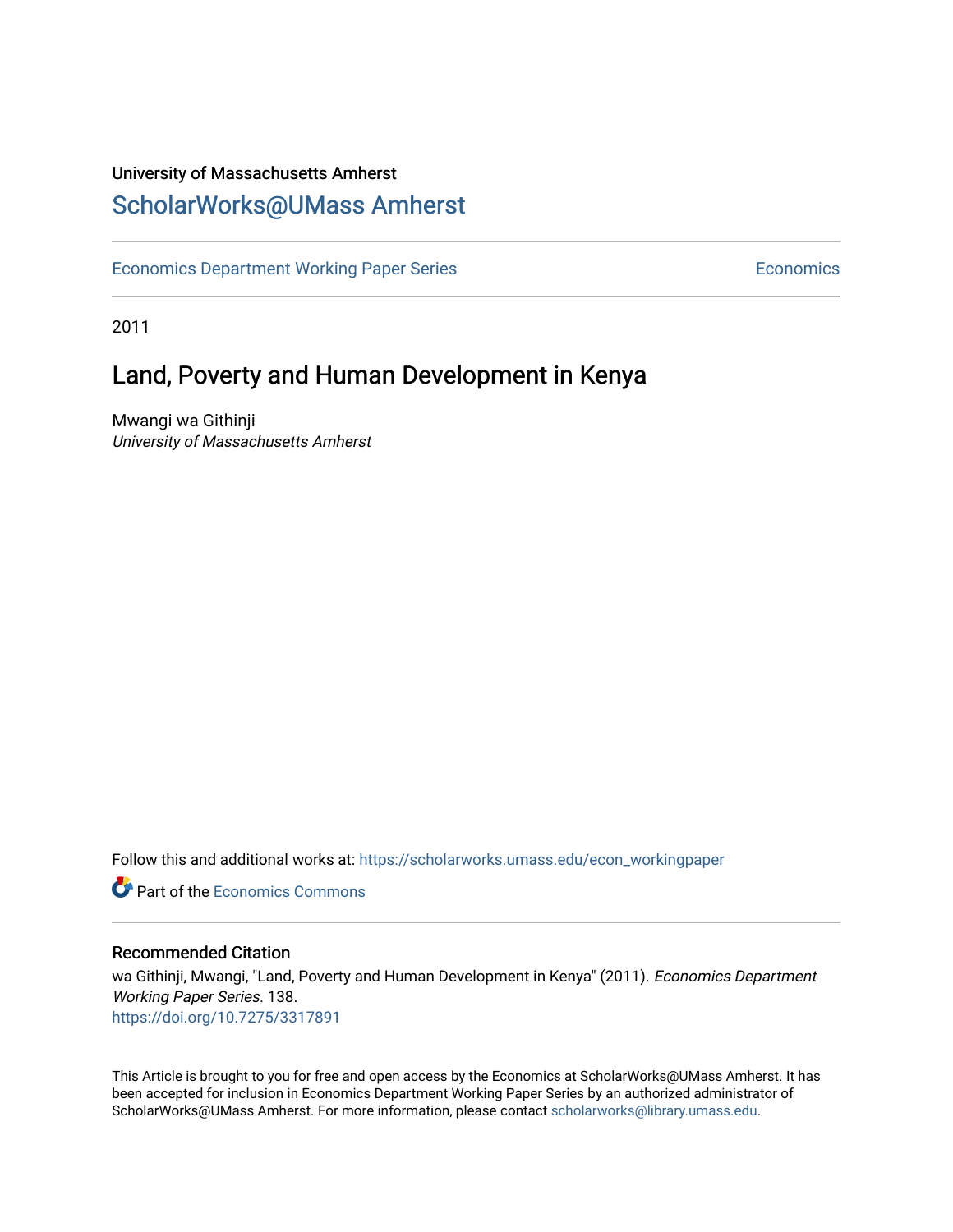University of Massachusetts Amherst

# ScholarWorks@UMass Amherst

Economics Department Working Paper Series | Economics

2011

## Land, Poverty and Human Development in Kenya

Mwangi wa Githinji

*University of Massachusetts Amherst*

Follow this and additional works at: https://scholarworks.umass.edu/econ_workingpaper

Part of the Economics Commons

### Recommended Citation

wa Githinji, Mwangi, "Land, Poverty and Human Development in Kenya" (2011). *Economics Department Working Paper Series*. 138.
https://doi.org/10.7275/3317891

This Article is brought to you for free and open access by the Economics at ScholarWorks@UMass Amherst. It has been accepted for inclusion in Economics Department Working Paper Series by an authorized administrator of ScholarWorks@UMass Amherst. For more information, please contact scholarworks@library.umass.edu.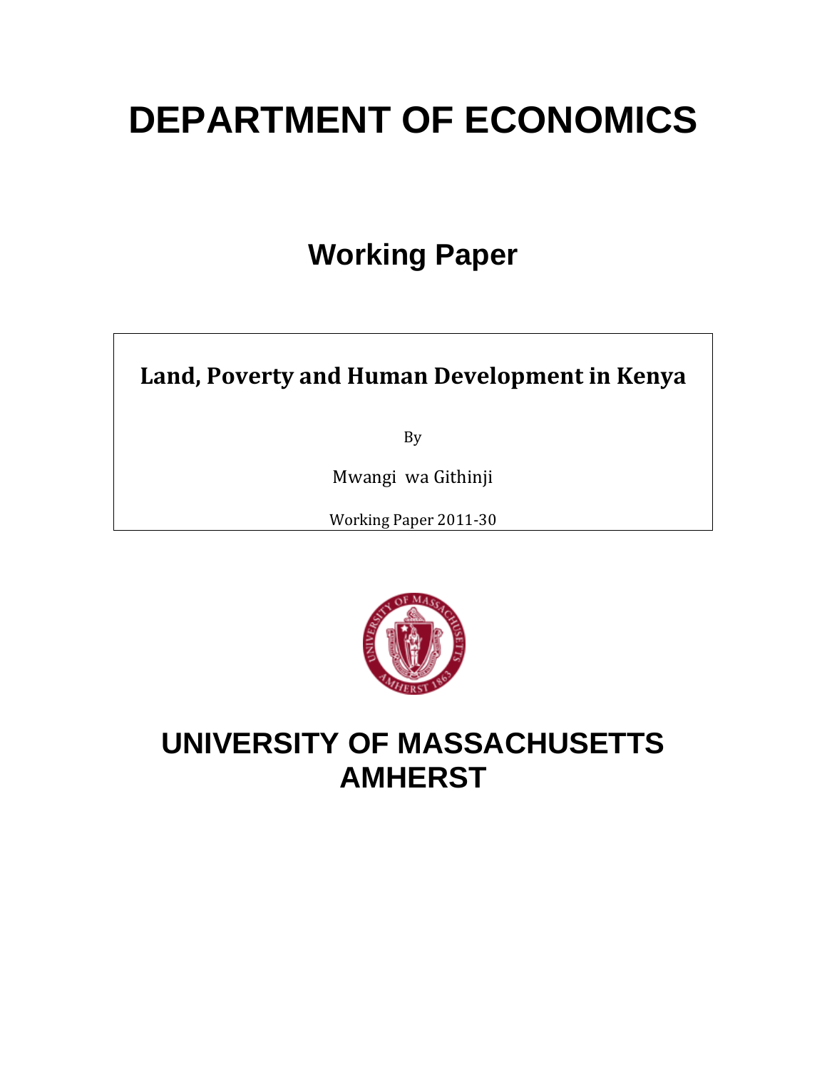# DEPARTMENT OF ECONOMICS

## Working Paper

**Land, Poverty and Human Development in Kenya**

By

Mwangi wa Githinji

Working Paper 2011-30

# UNIVERSITY OF MASSACHUSETTS AMHERST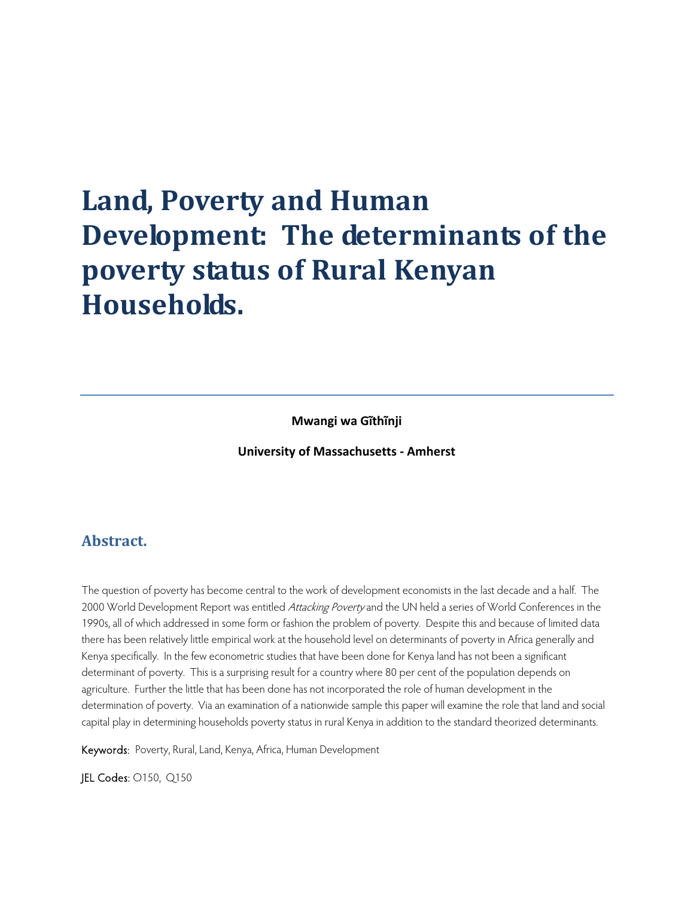// Land, Poverty and Human Development: The determinants of the poverty status of Rural Kenyan Households.

**Mwangi wa Gĩthĩnji**

**University of Massachusetts - Amherst**

## Abstract.

The question of poverty has become central to the work of development economists in the last decade and a half. The 2000 World Development Report was entitled *Attacking Poverty* and the UN held a series of World Conferences in the 1990s, all of which addressed in some form or fashion the problem of poverty. Despite this and because of limited data there has been relatively little empirical work at the household level on determinants of poverty in Africa generally and Kenya specifically. In the few econometric studies that have been done for Kenya land has not been a significant determinant of poverty. This is a surprising result for a country where 80 per cent of the population depends on agriculture. Further the little that has been done has not incorporated the role of human development in the determination of poverty. Via an examination of a nationwide sample this paper will examine the role that land and social capital play in determining households poverty status in rural Kenya in addition to the standard theorized determinants.

Keywords: Poverty, Rural, Land, Kenya, Africa, Human Development

JEL Codes: O150, Q150

# Land, Poverty and Human Development: The determinants of the poverty status of Rural Kenyan Households.

**Mwangi wa Gĩthĩnji**

**University of Massachusetts - Amherst**

## Abstract.

The question of poverty has become central to the work of development economists in the last decade and a half. The 2000 World Development Report was entitled *Attacking Poverty* and the UN held a series of World Conferences in the 1990s, all of which addressed in some form or fashion the problem of poverty. Despite this and because of limited data there has been relatively little empirical work at the household level on determinants of poverty in Africa generally and Kenya specifically. In the few econometric studies that have been done for Kenya land has not been a significant determinant of poverty. This is a surprising result for a country where 80 per cent of the population depends on agriculture. Further the little that has been done has not incorporated the role of human development in the determination of poverty. Via an examination of a nationwide sample this paper will examine the role that land and social capital play in determining households poverty status in rural Kenya in addition to the standard theorized determinants.

Keywords: Poverty, Rural, Land, Kenya, Africa, Human Development

JEL Codes: O150, Q150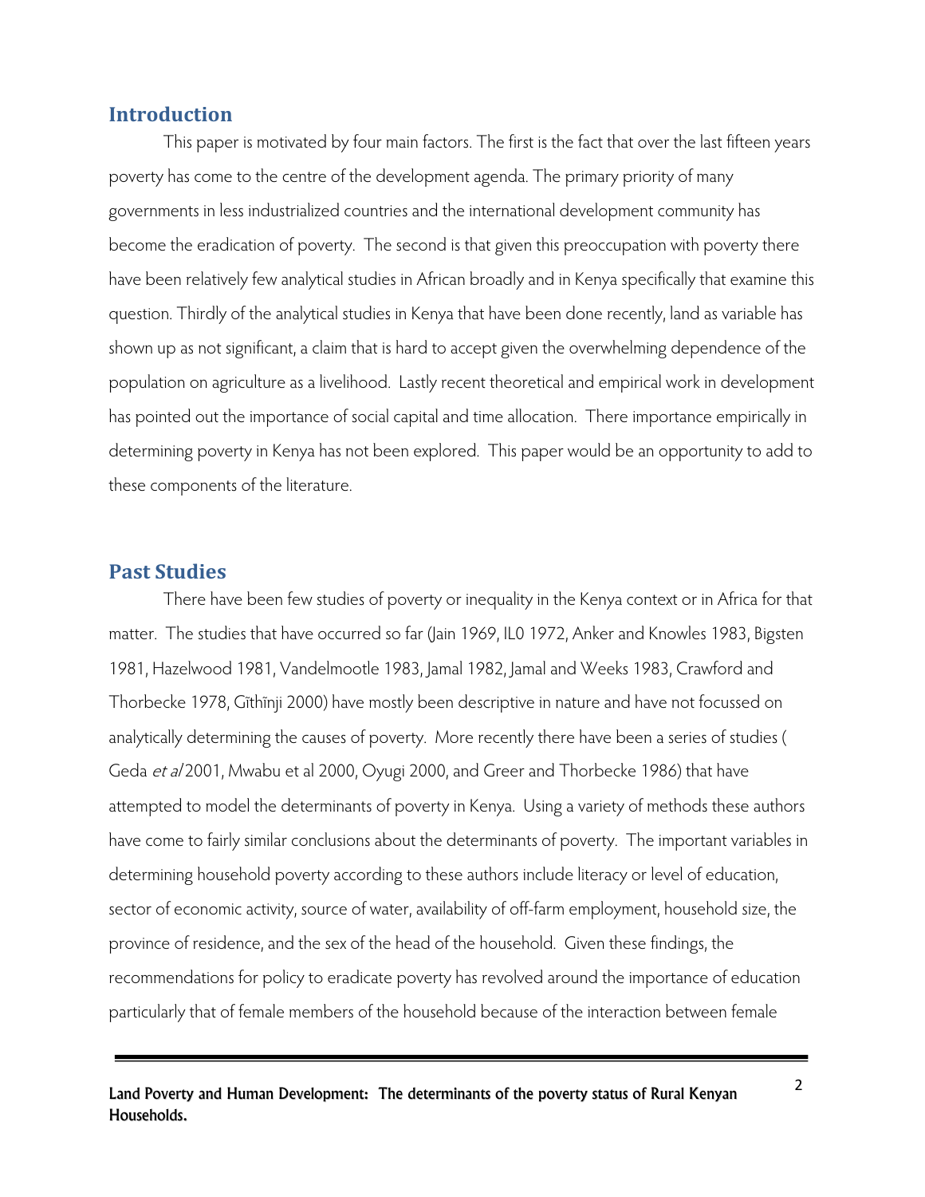## Introduction

This paper is motivated by four main factors. The first is the fact that over the last fifteen years poverty has come to the centre of the development agenda. The primary priority of many governments in less industrialized countries and the international development community has become the eradication of poverty. The second is that given this preoccupation with poverty there have been relatively few analytical studies in African broadly and in Kenya specifically that examine this question. Thirdly of the analytical studies in Kenya that have been done recently, land as variable has shown up as not significant, a claim that is hard to accept given the overwhelming dependence of the population on agriculture as a livelihood. Lastly recent theoretical and empirical work in development has pointed out the importance of social capital and time allocation. There importance empirically in determining poverty in Kenya has not been explored. This paper would be an opportunity to add to these components of the literature.

## Past Studies

There have been few studies of poverty or inequality in the Kenya context or in Africa for that matter. The studies that have occurred so far (Jain 1969, IL0 1972, Anker and Knowles 1983, Bigsten 1981, Hazelwood 1981, Vandelmootle 1983, Jamal 1982, Jamal and Weeks 1983, Crawford and Thorbecke 1978, Gĩthĩnji 2000) have mostly been descriptive in nature and have not focussed on analytically determining the causes of poverty. More recently there have been a series of studies ( Geda *et al* 2001, Mwabu et al 2000, Oyugi 2000, and Greer and Thorbecke 1986) that have attempted to model the determinants of poverty in Kenya. Using a variety of methods these authors have come to fairly similar conclusions about the determinants of poverty. The important variables in determining household poverty according to these authors include literacy or level of education, sector of economic activity, source of water, availability of off-farm employment, household size, the province of residence, and the sex of the head of the household. Given these findings, the recommendations for policy to eradicate poverty has revolved around the importance of education particularly that of female members of the household because of the interaction between female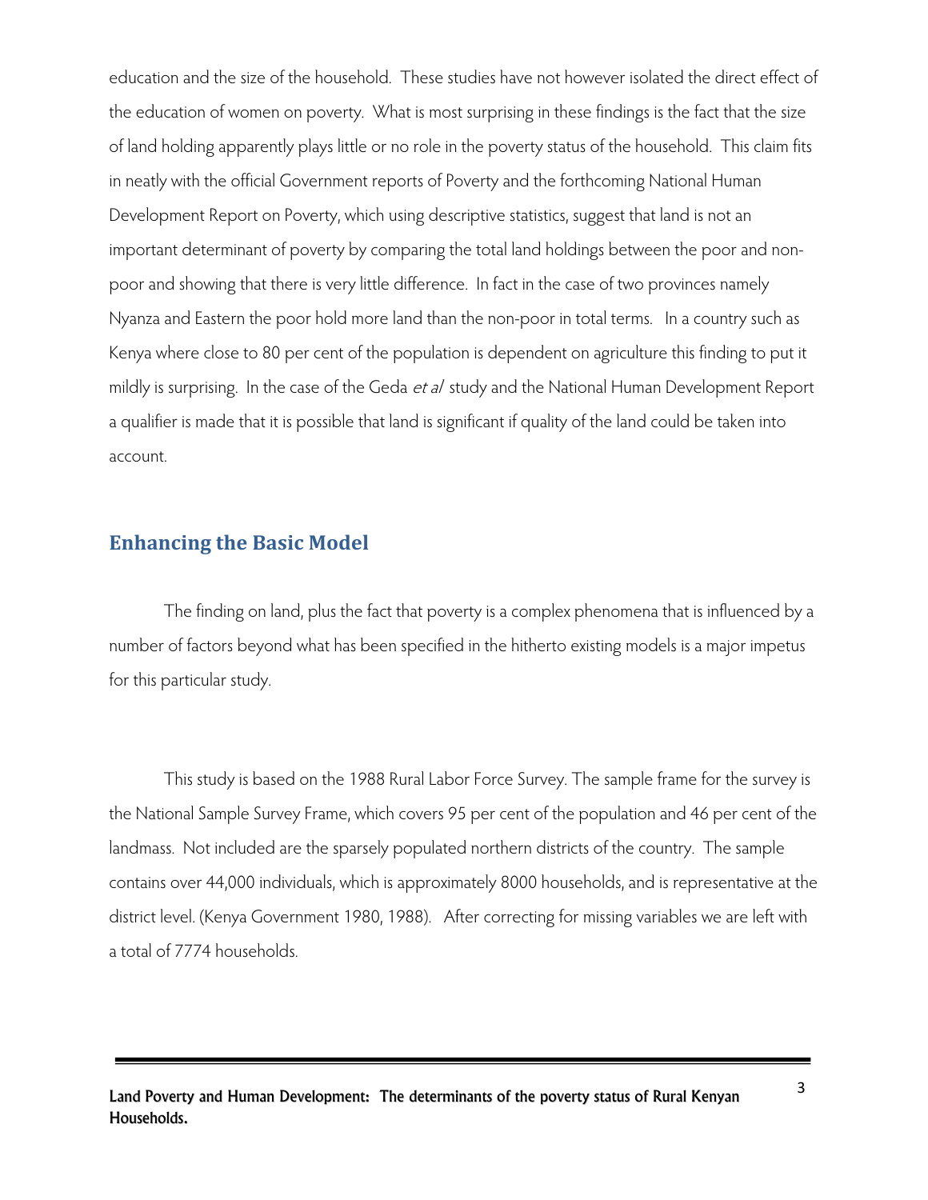education and the size of the household. These studies have not however isolated the direct effect of the education of women on poverty. What is most surprising in these findings is the fact that the size of land holding apparently plays little or no role in the poverty status of the household. This claim fits in neatly with the official Government reports of Poverty and the forthcoming National Human Development Report on Poverty, which using descriptive statistics, suggest that land is not an important determinant of poverty by comparing the total land holdings between the poor and non-poor and showing that there is very little difference. In fact in the case of two provinces namely Nyanza and Eastern the poor hold more land than the non-poor in total terms. In a country such as Kenya where close to 80 per cent of the population is dependent on agriculture this finding to put it mildly is surprising. In the case of the Geda *et al* study and the National Human Development Report a qualifier is made that it is possible that land is significant if quality of the land could be taken into account.

## Enhancing the Basic Model

The finding on land, plus the fact that poverty is a complex phenomena that is influenced by a number of factors beyond what has been specified in the hitherto existing models is a major impetus for this particular study.

This study is based on the 1988 Rural Labor Force Survey. The sample frame for the survey is the National Sample Survey Frame, which covers 95 per cent of the population and 46 per cent of the landmass. Not included are the sparsely populated northern districts of the country. The sample contains over 44,000 individuals, which is approximately 8000 households, and is representative at the district level. (Kenya Government 1980, 1988). After correcting for missing variables we are left with a total of 7774 households.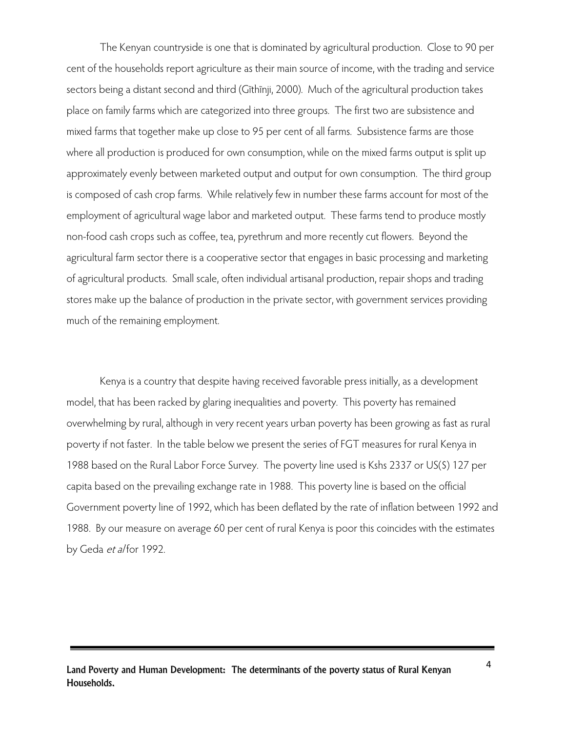The Kenyan countryside is one that is dominated by agricultural production. Close to 90 per cent of the households report agriculture as their main source of income, with the trading and service sectors being a distant second and third (Gĩthĩnji, 2000). Much of the agricultural production takes place on family farms which are categorized into three groups. The first two are subsistence and mixed farms that together make up close to 95 per cent of all farms. Subsistence farms are those where all production is produced for own consumption, while on the mixed farms output is split up approximately evenly between marketed output and output for own consumption. The third group is composed of cash crop farms. While relatively few in number these farms account for most of the employment of agricultural wage labor and marketed output. These farms tend to produce mostly non-food cash crops such as coffee, tea, pyrethrum and more recently cut flowers. Beyond the agricultural farm sector there is a cooperative sector that engages in basic processing and marketing of agricultural products. Small scale, often individual artisanal production, repair shops and trading stores make up the balance of production in the private sector, with government services providing much of the remaining employment.

Kenya is a country that despite having received favorable press initially, as a development model, that has been racked by glaring inequalities and poverty. This poverty has remained overwhelming by rural, although in very recent years urban poverty has been growing as fast as rural poverty if not faster. In the table below we present the series of FGT measures for rural Kenya in 1988 based on the Rural Labor Force Survey. The poverty line used is Kshs 2337 or US($) 127 per capita based on the prevailing exchange rate in 1988. This poverty line is based on the official Government poverty line of 1992, which has been deflated by the rate of inflation between 1992 and 1988. By our measure on average 60 per cent of rural Kenya is poor this coincides with the estimates by Geda *et al* for 1992.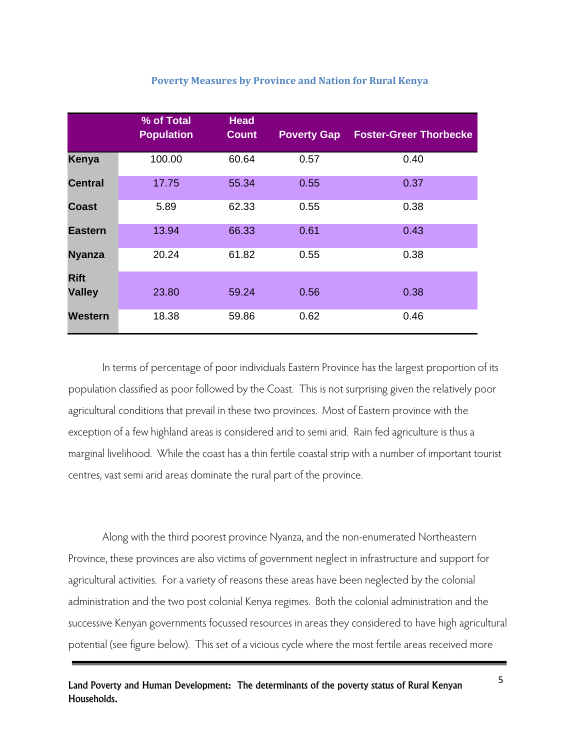**Poverty Measures by Province and Nation for Rural Kenya**

| | % of Total Population | Head Count | Poverty Gap | Foster-Greer Thorbecke |
|---|---|---|---|---|
| **Kenya** | 100.00 | 60.64 | 0.57 | 0.40 |
| **Central** | 17.75 | 55.34 | 0.55 | 0.37 |
| **Coast** | 5.89 | 62.33 | 0.55 | 0.38 |
| **Eastern** | 13.94 | 66.33 | 0.61 | 0.43 |
| **Nyanza** | 20.24 | 61.82 | 0.55 | 0.38 |
| **Rift Valley** | 23.80 | 59.24 | 0.56 | 0.38 |
| **Western** | 18.38 | 59.86 | 0.62 | 0.46 |

In terms of percentage of poor individuals Eastern Province has the largest proportion of its population classified as poor followed by the Coast. This is not surprising given the relatively poor agricultural conditions that prevail in these two provinces. Most of Eastern province with the exception of a few highland areas is considered arid to semi arid. Rain fed agriculture is thus a marginal livelihood. While the coast has a thin fertile coastal strip with a number of important tourist centres, vast semi arid areas dominate the rural part of the province.

Along with the third poorest province Nyanza, and the non-enumerated Northeastern Province, these provinces are also victims of government neglect in infrastructure and support for agricultural activities. For a variety of reasons these areas have been neglected by the colonial administration and the two post colonial Kenya regimes. Both the colonial administration and the successive Kenyan governments focussed resources in areas they considered to have high agricultural potential (see figure below). This set of a vicious cycle where the most fertile areas received more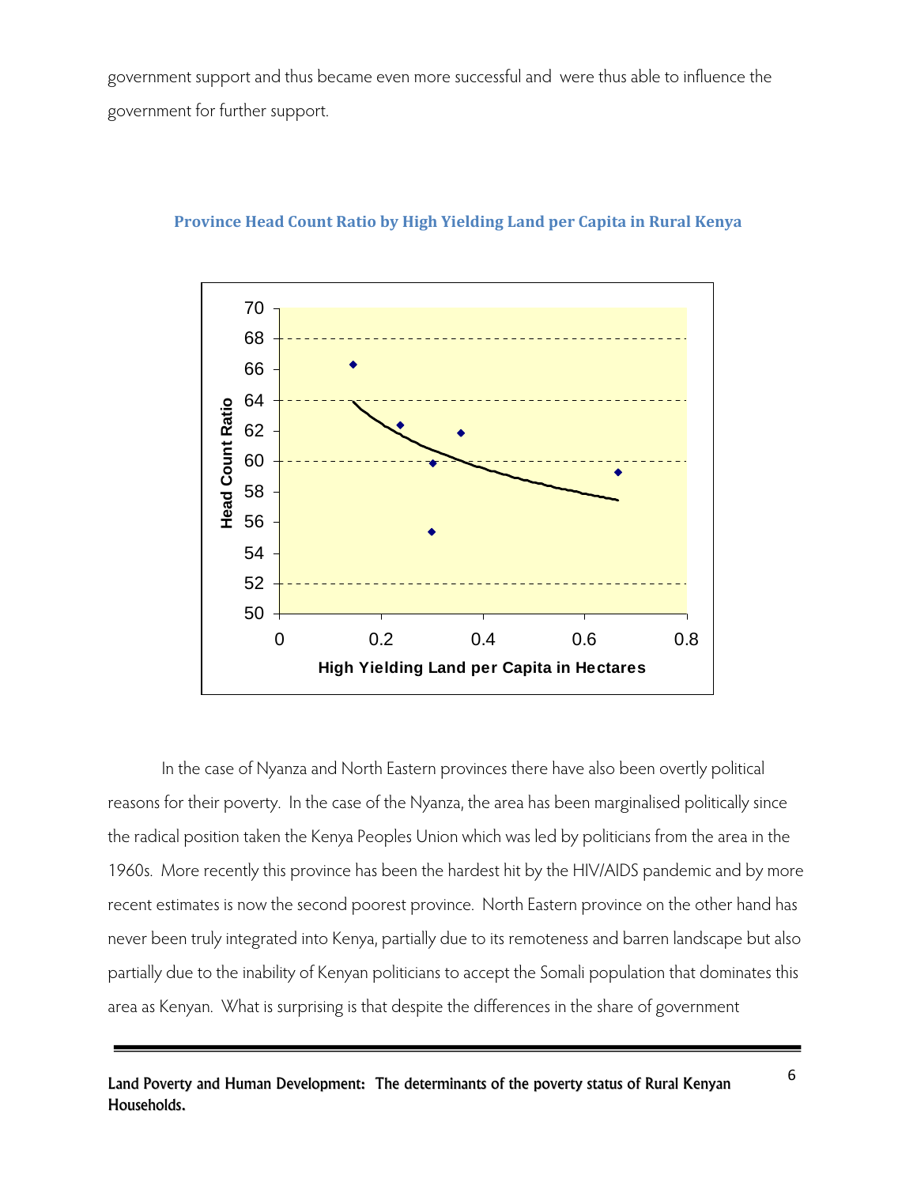government support and thus became even more successful and were thus able to influence the government for further support.

**Province Head Count Ratio by High Yielding Land per Capita in Rural Kenya**

In the case of Nyanza and North Eastern provinces there have also been overtly political reasons for their poverty. In the case of the Nyanza, the area has been marginalised politically since the radical position taken the Kenya Peoples Union which was led by politicians from the area in the 1960s. More recently this province has been the hardest hit by the HIV/AIDS pandemic and by more recent estimates is now the second poorest province. North Eastern province on the other hand has never been truly integrated into Kenya, partially due to its remoteness and barren landscape but also partially due to the inability of Kenyan politicians to accept the Somali population that dominates this area as Kenyan. What is surprising is that despite the differences in the share of government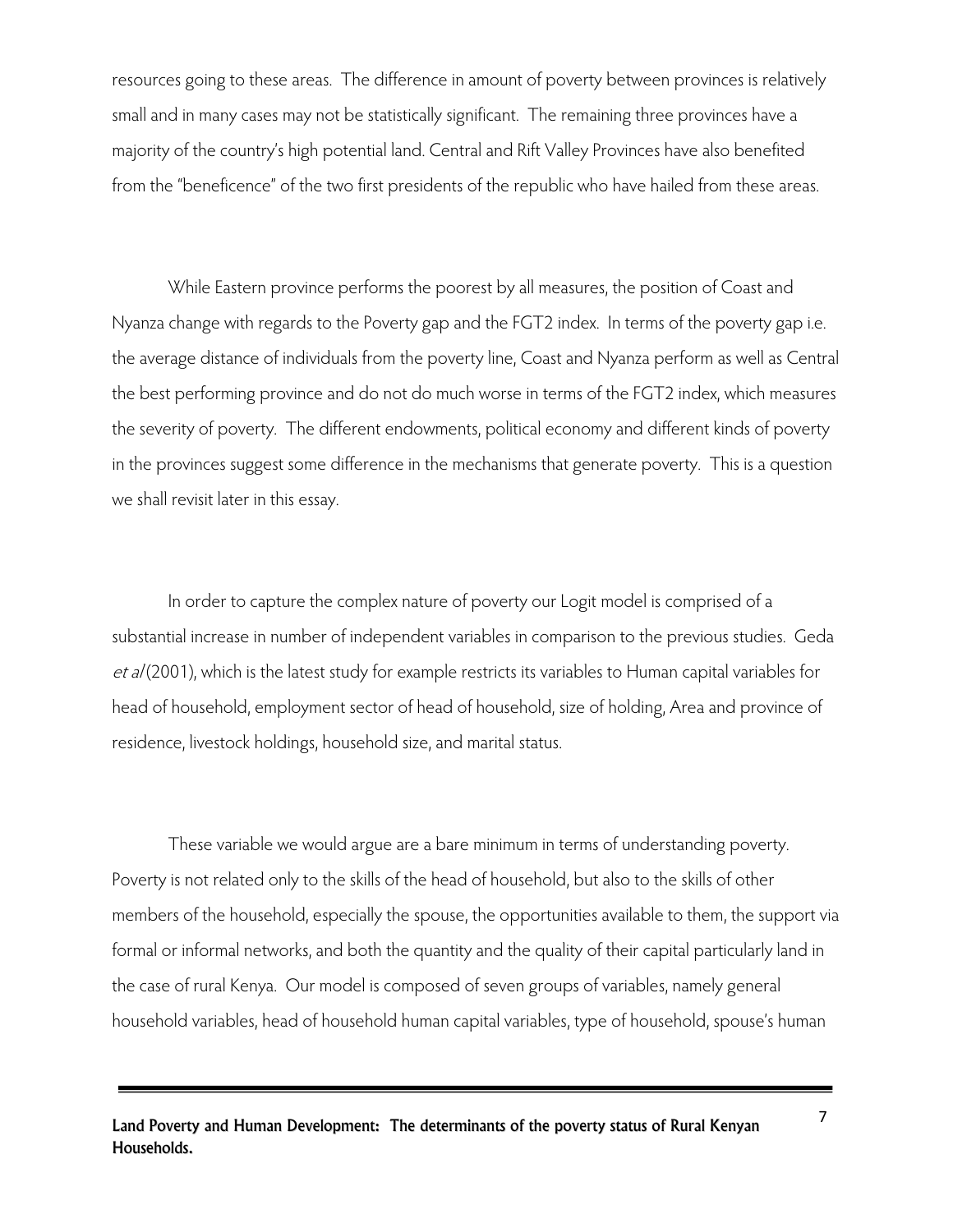resources going to these areas. The difference in amount of poverty between provinces is relatively small and in many cases may not be statistically significant. The remaining three provinces have a majority of the country's high potential land. Central and Rift Valley Provinces have also benefited from the "beneficence" of the two first presidents of the republic who have hailed from these areas.

While Eastern province performs the poorest by all measures, the position of Coast and Nyanza change with regards to the Poverty gap and the FGT2 index. In terms of the poverty gap i.e. the average distance of individuals from the poverty line, Coast and Nyanza perform as well as Central the best performing province and do not do much worse in terms of the FGT2 index, which measures the severity of poverty. The different endowments, political economy and different kinds of poverty in the provinces suggest some difference in the mechanisms that generate poverty. This is a question we shall revisit later in this essay.

In order to capture the complex nature of poverty our Logit model is comprised of a substantial increase in number of independent variables in comparison to the previous studies. Geda *et al* (2001), which is the latest study for example restricts its variables to Human capital variables for head of household, employment sector of head of household, size of holding, Area and province of residence, livestock holdings, household size, and marital status.

These variable we would argue are a bare minimum in terms of understanding poverty. Poverty is not related only to the skills of the head of household, but also to the skills of other members of the household, especially the spouse, the opportunities available to them, the support via formal or informal networks, and both the quantity and the quality of their capital particularly land in the case of rural Kenya. Our model is composed of seven groups of variables, namely general household variables, head of household human capital variables, type of household, spouse's human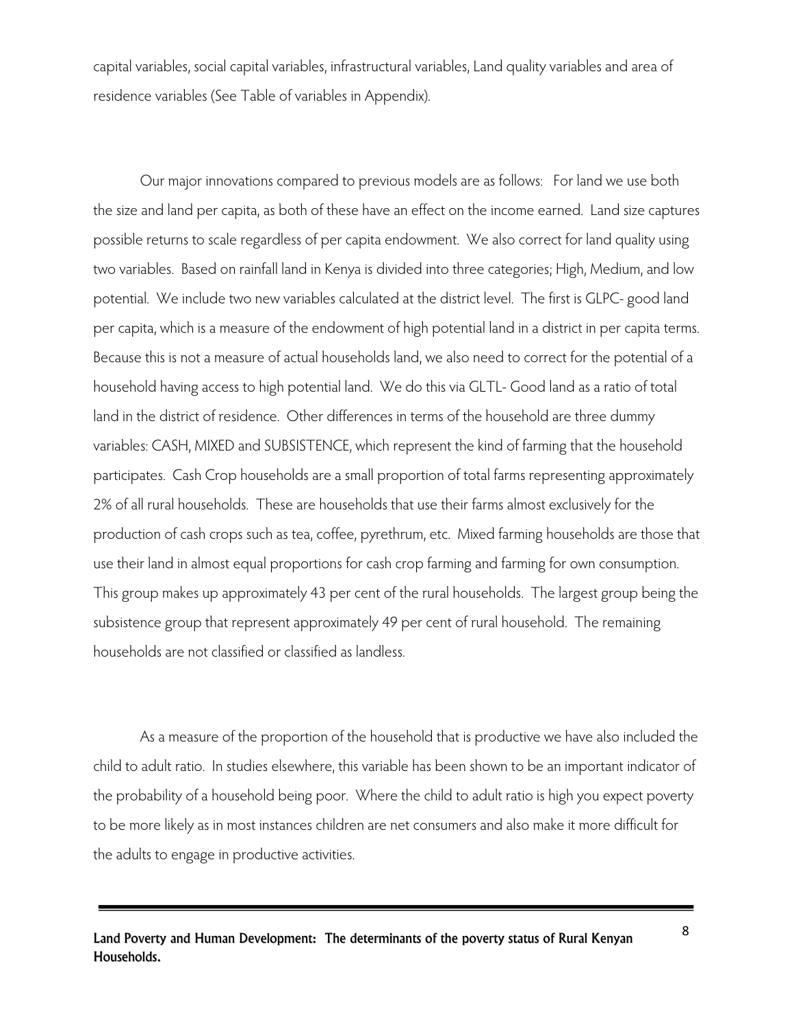capital variables, social capital variables, infrastructural variables, Land quality variables and area of residence variables (See Table of variables in Appendix).

Our major innovations compared to previous models are as follows: For land we use both the size and land per capita, as both of these have an effect on the income earned. Land size captures possible returns to scale regardless of per capita endowment. We also correct for land quality using two variables. Based on rainfall land in Kenya is divided into three categories; High, Medium, and low potential. We include two new variables calculated at the district level. The first is GLPC- good land per capita, which is a measure of the endowment of high potential land in a district in per capita terms. Because this is not a measure of actual households land, we also need to correct for the potential of a household having access to high potential land. We do this via GLTL- Good land as a ratio of total land in the district of residence. Other differences in terms of the household are three dummy variables: CASH, MIXED and SUBSISTENCE, which represent the kind of farming that the household participates. Cash Crop households are a small proportion of total farms representing approximately 2% of all rural households. These are households that use their farms almost exclusively for the production of cash crops such as tea, coffee, pyrethrum, etc. Mixed farming households are those that use their land in almost equal proportions for cash crop farming and farming for own consumption. This group makes up approximately 43 per cent of the rural households. The largest group being the subsistence group that represent approximately 49 per cent of rural household. The remaining households are not classified or classified as landless.

As a measure of the proportion of the household that is productive we have also included the child to adult ratio. In studies elsewhere, this variable has been shown to be an important indicator of the probability of a household being poor. Where the child to adult ratio is high you expect poverty to be more likely as in most instances children are net consumers and also make it more difficult for the adults to engage in productive activities.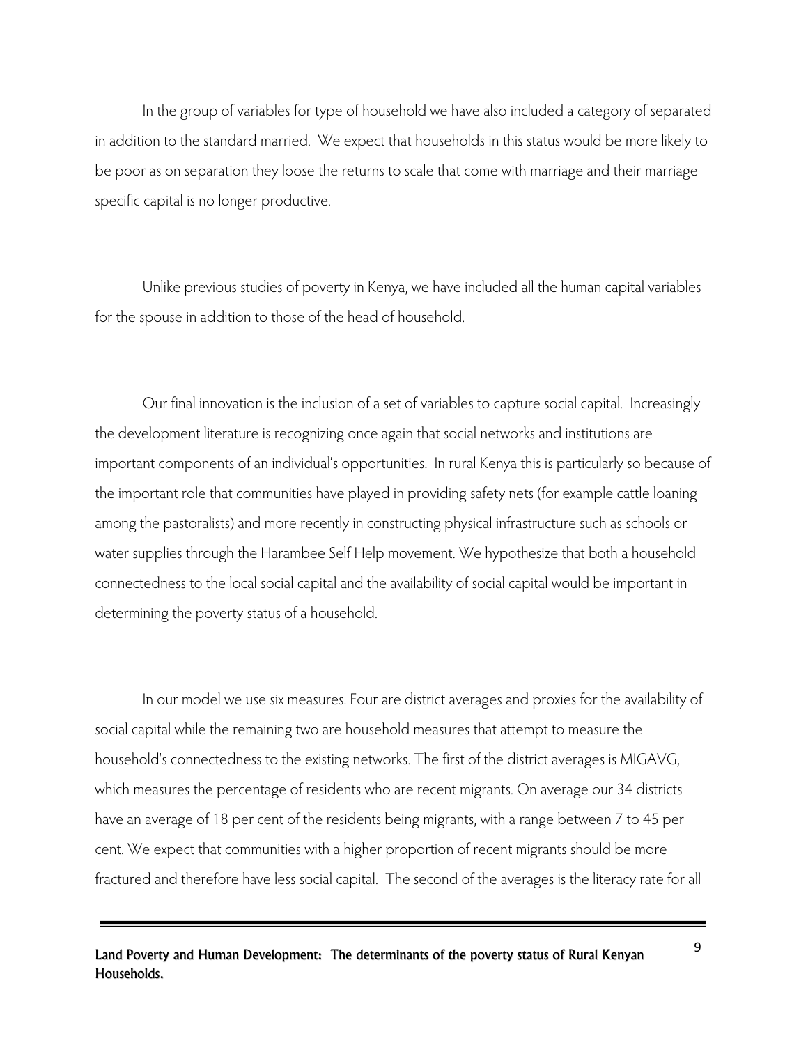In the group of variables for type of household we have also included a category of separated in addition to the standard married. We expect that households in this status would be more likely to be poor as on separation they loose the returns to scale that come with marriage and their marriage specific capital is no longer productive.

Unlike previous studies of poverty in Kenya, we have included all the human capital variables for the spouse in addition to those of the head of household.

Our final innovation is the inclusion of a set of variables to capture social capital. Increasingly the development literature is recognizing once again that social networks and institutions are important components of an individual's opportunities. In rural Kenya this is particularly so because of the important role that communities have played in providing safety nets (for example cattle loaning among the pastoralists) and more recently in constructing physical infrastructure such as schools or water supplies through the Harambee Self Help movement. We hypothesize that both a household connectedness to the local social capital and the availability of social capital would be important in determining the poverty status of a household.

In our model we use six measures. Four are district averages and proxies for the availability of social capital while the remaining two are household measures that attempt to measure the household's connectedness to the existing networks. The first of the district averages is MIGAVG, which measures the percentage of residents who are recent migrants. On average our 34 districts have an average of 18 per cent of the residents being migrants, with a range between 7 to 45 per cent. We expect that communities with a higher proportion of recent migrants should be more fractured and therefore have less social capital. The second of the averages is the literacy rate for all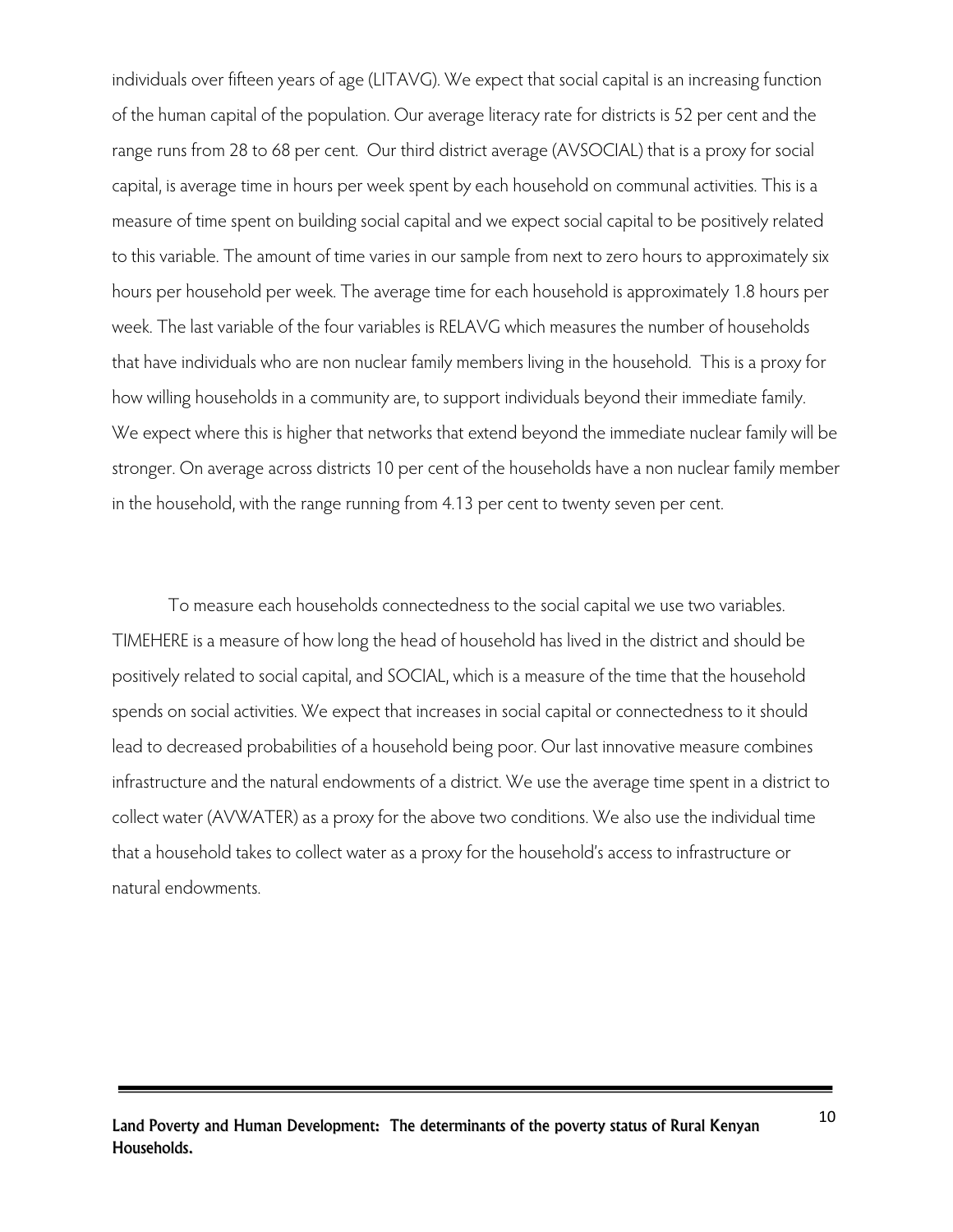individuals over fifteen years of age (LITAVG). We expect that social capital is an increasing function of the human capital of the population. Our average literacy rate for districts is 52 per cent and the range runs from 28 to 68 per cent. Our third district average (AVSOCIAL) that is a proxy for social capital, is average time in hours per week spent by each household on communal activities. This is a measure of time spent on building social capital and we expect social capital to be positively related to this variable. The amount of time varies in our sample from next to zero hours to approximately six hours per household per week. The average time for each household is approximately 1.8 hours per week. The last variable of the four variables is RELAVG which measures the number of households that have individuals who are non nuclear family members living in the household. This is a proxy for how willing households in a community are, to support individuals beyond their immediate family. We expect where this is higher that networks that extend beyond the immediate nuclear family will be stronger. On average across districts 10 per cent of the households have a non nuclear family member in the household, with the range running from 4.13 per cent to twenty seven per cent.

To measure each households connectedness to the social capital we use two variables. TIMEHERE is a measure of how long the head of household has lived in the district and should be positively related to social capital, and SOCIAL, which is a measure of the time that the household spends on social activities. We expect that increases in social capital or connectedness to it should lead to decreased probabilities of a household being poor. Our last innovative measure combines infrastructure and the natural endowments of a district. We use the average time spent in a district to collect water (AVWATER) as a proxy for the above two conditions. We also use the individual time that a household takes to collect water as a proxy for the household's access to infrastructure or natural endowments.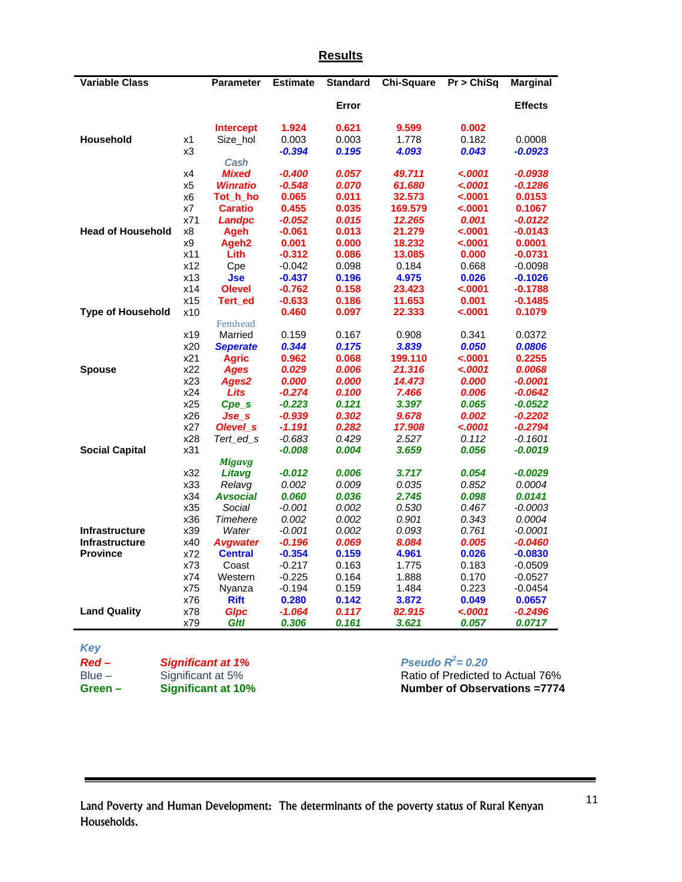## Results

| Variable Class | | Parameter | Estimate | Standard Error | Chi-Square | Pr > ChiSq | Marginal Effects |
|---|---|---|---|---|---|---|---|
| | | Intercept | 1.924 | 0.621 | 9.599 | 0.002 | |
| Household | x1 | Size_hol | 0.003 | 0.003 | 1.778 | 0.182 | 0.0008 |
| | x3 | | -0.394 | 0.195 | 4.093 | 0.043 | -0.0923 |
| | | Cash | | | | | |
| | x4 | Mixed | -0.400 | 0.057 | 49.711 | <.0001 | -0.0938 |
| | x5 | Winratio | -0.548 | 0.070 | 61.680 | <.0001 | -0.1286 |
| | x6 | Tot_h_ho | 0.065 | 0.011 | 32.573 | <.0001 | 0.0153 |
| | x7 | Caratio | 0.455 | 0.035 | 169.579 | <.0001 | 0.1067 |
| | x71 | Landpc | -0.052 | 0.015 | 12.265 | 0.001 | -0.0122 |
| Head of Household | x8 | Ageh | -0.061 | 0.013 | 21.279 | <.0001 | -0.0143 |
| | x9 | Ageh2 | 0.001 | 0.000 | 18.232 | <.0001 | 0.0001 |
| | x11 | Lith | -0.312 | 0.086 | 13.085 | 0.000 | -0.0731 |
| | x12 | Cpe | -0.042 | 0.098 | 0.184 | 0.668 | -0.0098 |
| | x13 | Jse | -0.437 | 0.196 | 4.975 | 0.026 | -0.1026 |
| | x14 | Olevel | -0.762 | 0.158 | 23.423 | <.0001 | -0.1788 |
| | x15 | Tert_ed | -0.633 | 0.186 | 11.653 | 0.001 | -0.1485 |
| Type of Household | x10 | | 0.460 | 0.097 | 22.333 | <.0001 | 0.1079 |
| | | Femhead | | | | | |
| | x19 | Married | 0.159 | 0.167 | 0.908 | 0.341 | 0.0372 |
| | x20 | Seperate | 0.344 | 0.175 | 3.839 | 0.050 | 0.0806 |
| | x21 | Agric | 0.962 | 0.068 | 199.110 | <.0001 | 0.2255 |
| Spouse | x22 | Ages | 0.029 | 0.006 | 21.316 | <.0001 | 0.0068 |
| | x23 | Ages2 | 0.000 | 0.000 | 14.473 | 0.000 | -0.0001 |
| | x24 | Lits | -0.274 | 0.100 | 7.466 | 0.006 | -0.0642 |
| | x25 | Cpe_s | -0.223 | 0.121 | 3.397 | 0.065 | -0.0522 |
| | x26 | Jse_s | -0.939 | 0.302 | 9.678 | 0.002 | -0.2202 |
| | x27 | Olevel_s | -1.191 | 0.282 | 17.908 | <.0001 | -0.2794 |
| | x28 | Tert_ed_s | -0.683 | 0.429 | 2.527 | 0.112 | -0.1601 |
| Social Capital | x31 | | -0.008 | 0.004 | 3.659 | 0.056 | -0.0019 |
| | | Migavg | | | | | |
| | x32 | Litavg | -0.012 | 0.006 | 3.717 | 0.054 | -0.0029 |
| | x33 | Relavg | 0.002 | 0.009 | 0.035 | 0.852 | 0.0004 |
| | x34 | Avsocial | 0.060 | 0.036 | 2.745 | 0.098 | 0.0141 |
| | x35 | Social | -0.001 | 0.002 | 0.530 | 0.467 | -0.0003 |
| | x36 | Timehere | 0.002 | 0.002 | 0.901 | 0.343 | 0.0004 |
| Infrastructure | x39 | Water | -0.001 | 0.002 | 0.093 | 0.761 | -0.0001 |
| Infrastructure | x40 | Avgwater | -0.196 | 0.069 | 8.084 | 0.005 | -0.0460 |
| Province | x72 | Central | -0.354 | 0.159 | 4.961 | 0.026 | -0.0830 |
| | x73 | Coast | -0.217 | 0.163 | 1.775 | 0.183 | -0.0509 |
| | x74 | Western | -0.225 | 0.164 | 1.888 | 0.170 | -0.0527 |
| | x75 | Nyanza | -0.194 | 0.159 | 1.484 | 0.223 | -0.0454 |
| | x76 | Rift | 0.280 | 0.142 | 3.872 | 0.049 | 0.0657 |
| Land Quality | x78 | Glpc | -1.064 | 0.117 | 82.915 | <.0001 | -0.2496 |
| | x79 | Gltl | 0.306 | 0.161 | 3.621 | 0.057 | 0.0717 |

*Key*

- **Red –** *Significant at 1%*
- Blue – Significant at 5%
- **Green – Significant at 10%**

*Pseudo $R^2$= 0.20*

Ratio of Predicted to Actual 76%

**Number of Observations =7774**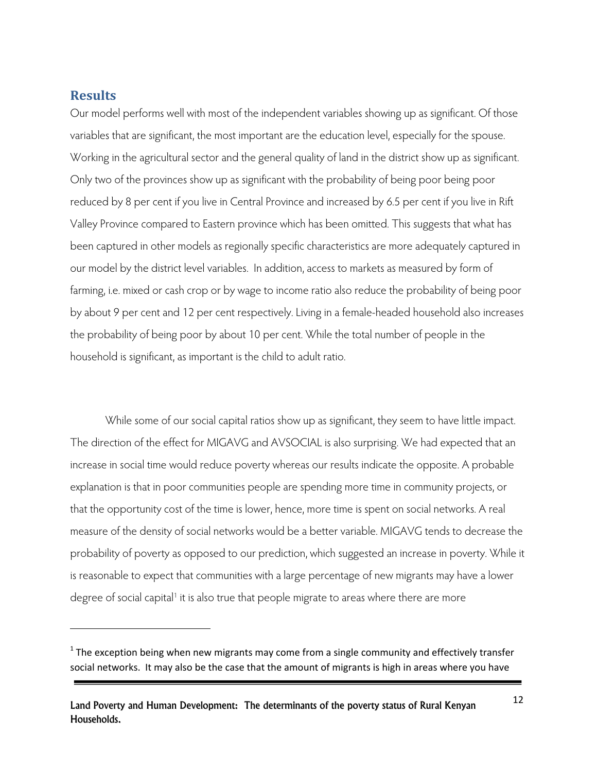## Results

Our model performs well with most of the independent variables showing up as significant. Of those variables that are significant, the most important are the education level, especially for the spouse. Working in the agricultural sector and the general quality of land in the district show up as significant. Only two of the provinces show up as significant with the probability of being poor being poor reduced by 8 per cent if you live in Central Province and increased by 6.5 per cent if you live in Rift Valley Province compared to Eastern province which has been omitted. This suggests that what has been captured in other models as regionally specific characteristics are more adequately captured in our model by the district level variables. In addition, access to markets as measured by form of farming, i.e. mixed or cash crop or by wage to income ratio also reduce the probability of being poor by about 9 per cent and 12 per cent respectively. Living in a female-headed household also increases the probability of being poor by about 10 per cent. While the total number of people in the household is significant, as important is the child to adult ratio.

While some of our social capital ratios show up as significant, they seem to have little impact. The direction of the effect for MIGAVG and AVSOCIAL is also surprising. We had expected that an increase in social time would reduce poverty whereas our results indicate the opposite. A probable explanation is that in poor communities people are spending more time in community projects, or that the opportunity cost of the time is lower, hence, more time is spent on social networks. A real measure of the density of social networks would be a better variable. MIGAVG tends to decrease the probability of poverty as opposed to our prediction, which suggested an increase in poverty. While it is reasonable to expect that communities with a large percentage of new migrants may have a lower degree of social capital[1] it is also true that people migrate to areas where there are more

[1] The exception being when new migrants may come from a single community and effectively transfer social networks. It may also be the case that the amount of migrants is high in areas where you have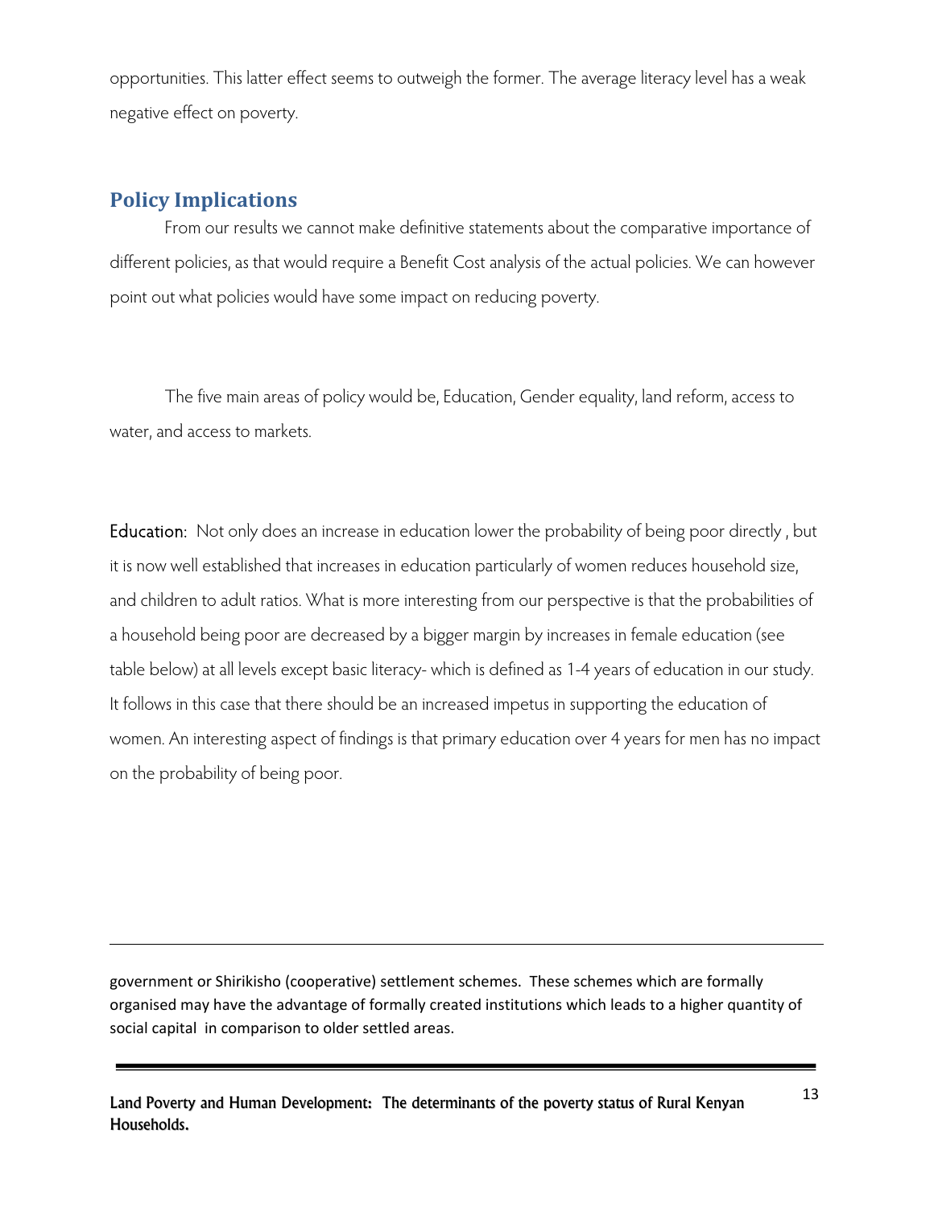opportunities. This latter effect seems to outweigh the former. The average literacy level has a weak negative effect on poverty.

## Policy Implications

From our results we cannot make definitive statements about the comparative importance of different policies, as that would require a Benefit Cost analysis of the actual policies. We can however point out what policies would have some impact on reducing poverty.

The five main areas of policy would be, Education, Gender equality, land reform, access to water, and access to markets.

Education: Not only does an increase in education lower the probability of being poor directly , but it is now well established that increases in education particularly of women reduces household size, and children to adult ratios. What is more interesting from our perspective is that the probabilities of a household being poor are decreased by a bigger margin by increases in female education (see table below) at all levels except basic literacy- which is defined as 1-4 years of education in our study. It follows in this case that there should be an increased impetus in supporting the education of women. An interesting aspect of findings is that primary education over 4 years for men has no impact on the probability of being poor.

---

government or Shirikisho (cooperative) settlement schemes. These schemes which are formally organised may have the advantage of formally created institutions which leads to a higher quantity of social capital in comparison to older settled areas.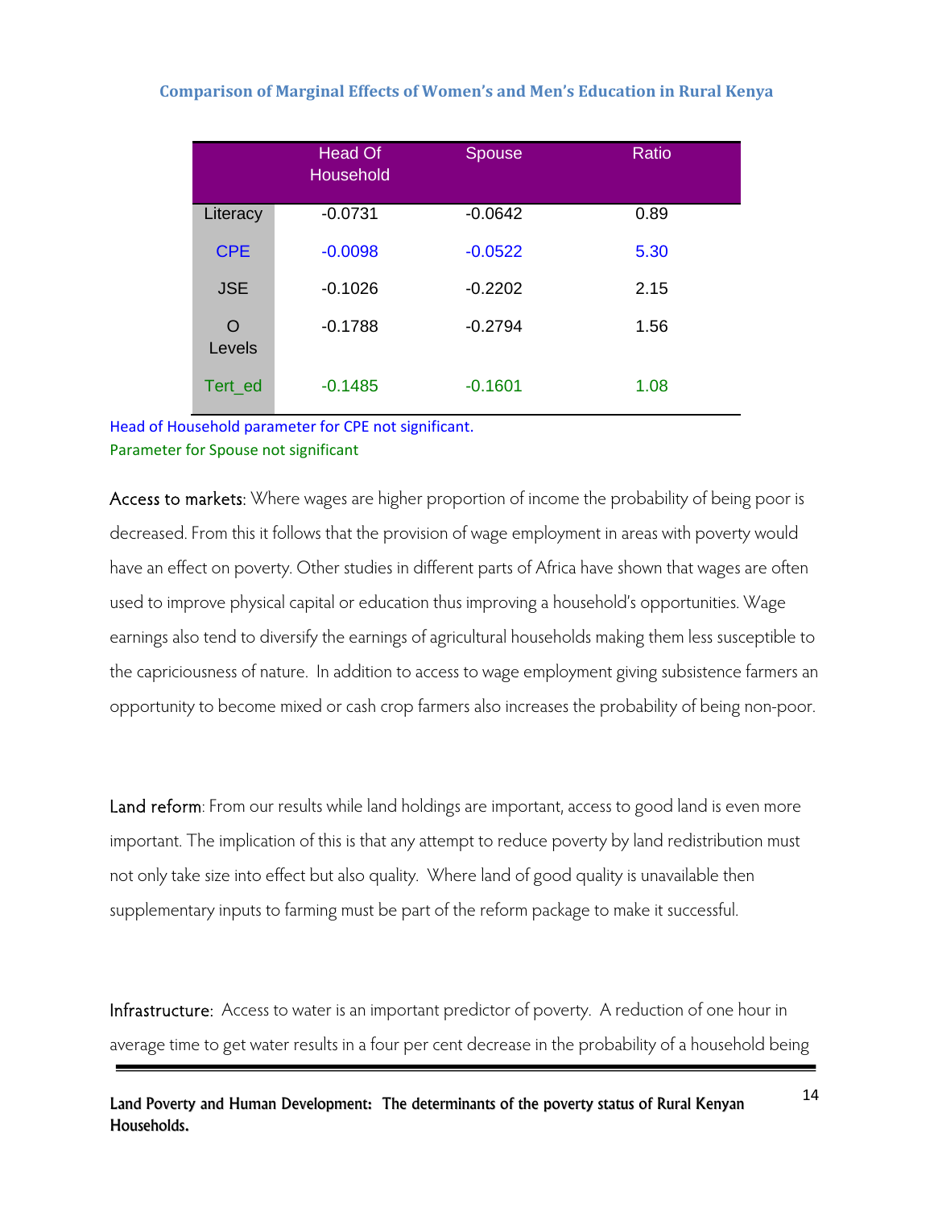### Comparison of Marginal Effects of Women's and Men's Education in Rural Kenya

| | Head Of Household | Spouse | Ratio |
|---|---|---|---|
| Literacy | -0.0731 | -0.0642 | 0.89 |
| CPE | -0.0098 | -0.0522 | 5.30 |
| JSE | -0.1026 | -0.2202 | 2.15 |
| O Levels | -0.1788 | -0.2794 | 1.56 |
| Tert_ed | -0.1485 | -0.1601 | 1.08 |

Head of Household parameter for CPE not significant.
Parameter for Spouse not significant

Access to markets: Where wages are higher proportion of income the probability of being poor is decreased. From this it follows that the provision of wage employment in areas with poverty would have an effect on poverty. Other studies in different parts of Africa have shown that wages are often used to improve physical capital or education thus improving a household's opportunities. Wage earnings also tend to diversify the earnings of agricultural households making them less susceptible to the capriciousness of nature. In addition to access to wage employment giving subsistence farmers an opportunity to become mixed or cash crop farmers also increases the probability of being non-poor.

Land reform: From our results while land holdings are important, access to good land is even more important. The implication of this is that any attempt to reduce poverty by land redistribution must not only take size into effect but also quality. Where land of good quality is unavailable then supplementary inputs to farming must be part of the reform package to make it successful.

Infrastructure: Access to water is an important predictor of poverty. A reduction of one hour in average time to get water results in a four per cent decrease in the probability of a household being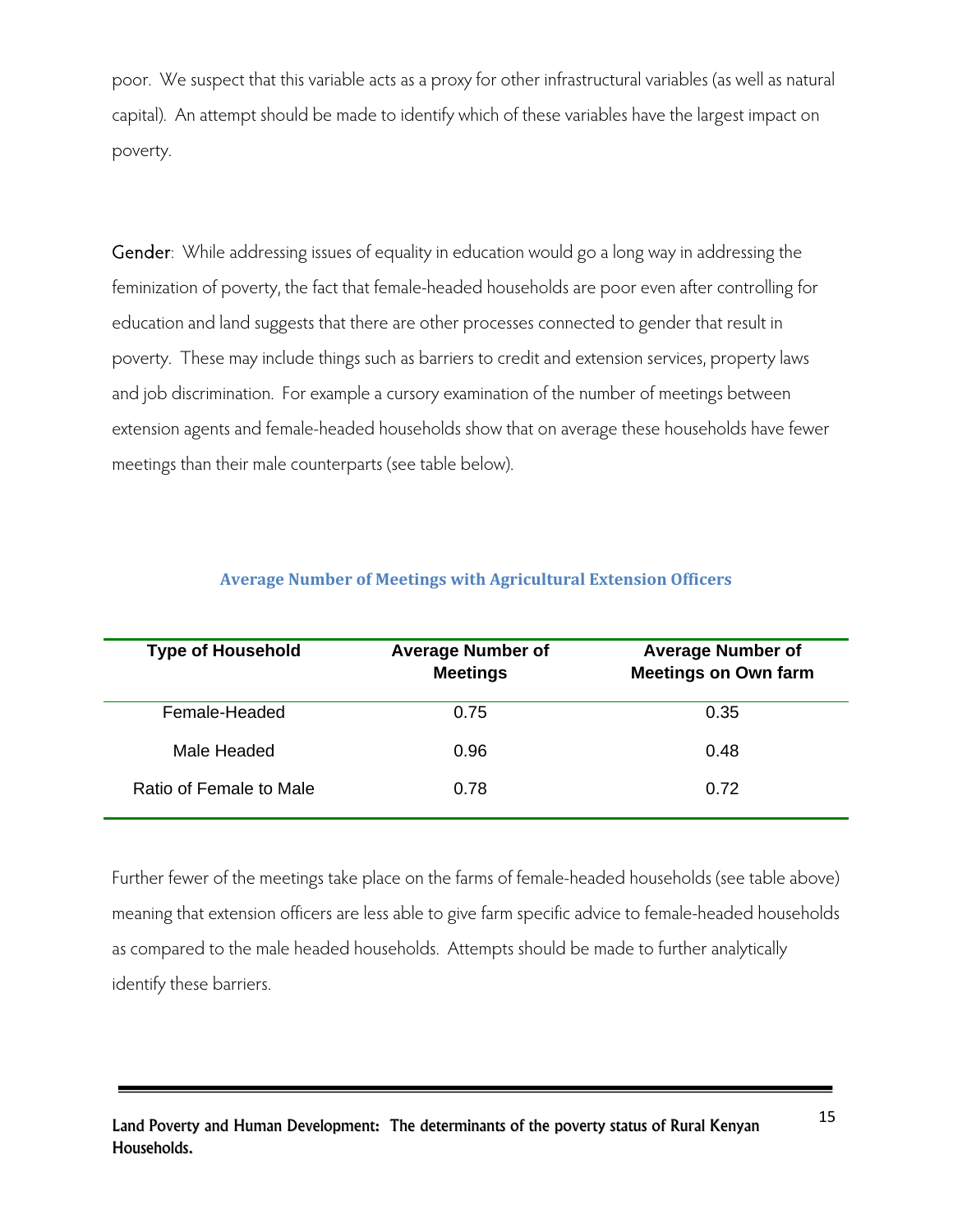poor. We suspect that this variable acts as a proxy for other infrastructural variables (as well as natural capital). An attempt should be made to identify which of these variables have the largest impact on poverty.

Gender: While addressing issues of equality in education would go a long way in addressing the feminization of poverty, the fact that female-headed households are poor even after controlling for education and land suggests that there are other processes connected to gender that result in poverty. These may include things such as barriers to credit and extension services, property laws and job discrimination. For example a cursory examination of the number of meetings between extension agents and female-headed households show that on average these households have fewer meetings than their male counterparts (see table below).

**Average Number of Meetings with Agricultural Extension Officers**

| Type of Household | Average Number of Meetings | Average Number of Meetings on Own farm |
|---|---|---|
| Female-Headed | 0.75 | 0.35 |
| Male Headed | 0.96 | 0.48 |
| Ratio of Female to Male | 0.78 | 0.72 |

Further fewer of the meetings take place on the farms of female-headed households (see table above) meaning that extension officers are less able to give farm specific advice to female-headed households as compared to the male headed households. Attempts should be made to further analytically identify these barriers.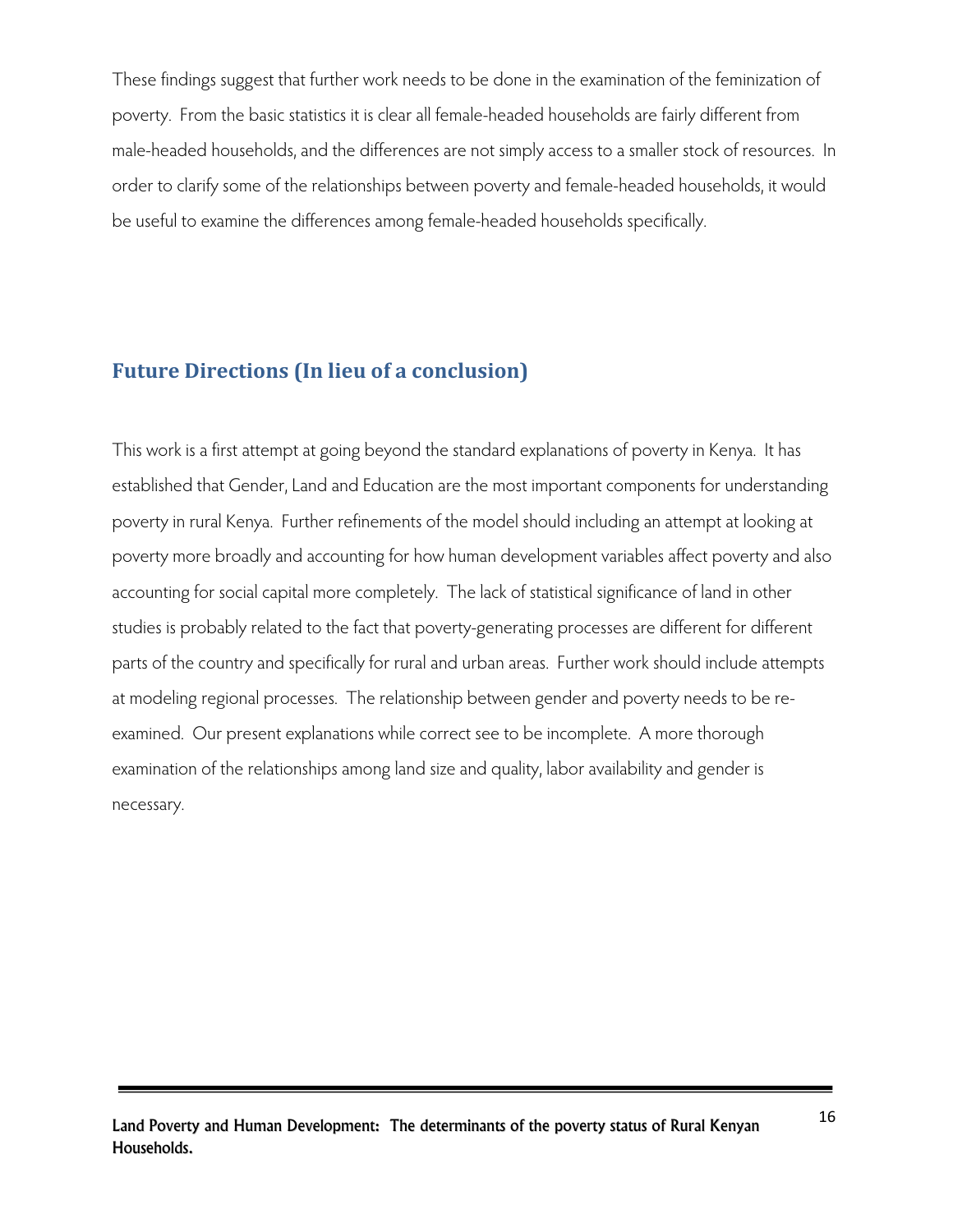These findings suggest that further work needs to be done in the examination of the feminization of poverty. From the basic statistics it is clear all female-headed households are fairly different from male-headed households, and the differences are not simply access to a smaller stock of resources. In order to clarify some of the relationships between poverty and female-headed households, it would be useful to examine the differences among female-headed households specifically.

## Future Directions (In lieu of a conclusion)

This work is a first attempt at going beyond the standard explanations of poverty in Kenya. It has established that Gender, Land and Education are the most important components for understanding poverty in rural Kenya. Further refinements of the model should including an attempt at looking at poverty more broadly and accounting for how human development variables affect poverty and also accounting for social capital more completely. The lack of statistical significance of land in other studies is probably related to the fact that poverty-generating processes are different for different parts of the country and specifically for rural and urban areas. Further work should include attempts at modeling regional processes. The relationship between gender and poverty needs to be re-examined. Our present explanations while correct see to be incomplete. A more thorough examination of the relationships among land size and quality, labor availability and gender is necessary.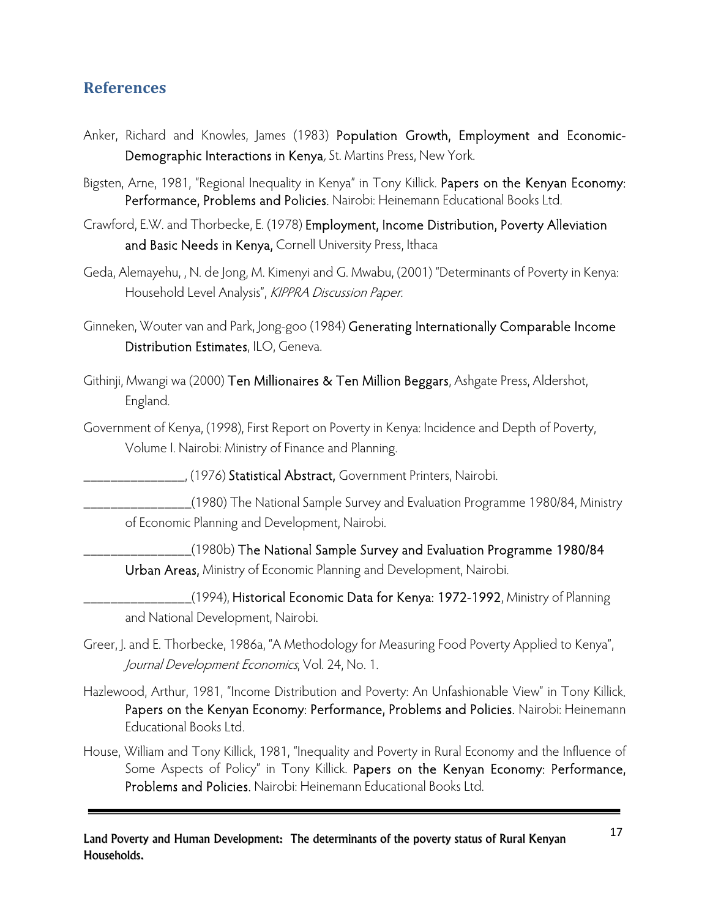## References

Anker, Richard and Knowles, James (1983) **Population Growth, Employment and Economic-Demographic Interactions in Kenya**, St. Martins Press, New York.

Bigsten, Arne, 1981, "Regional Inequality in Kenya" in Tony Killick. **Papers on the Kenyan Economy: Performance, Problems and Policies.** Nairobi: Heinemann Educational Books Ltd.

Crawford, E.W. and Thorbecke, E. (1978) **Employment, Income Distribution, Poverty Alleviation and Basic Needs in Kenya,** Cornell University Press, Ithaca

Geda, Alemayehu, , N. de Jong, M. Kimenyi and G. Mwabu, (2001) "Determinants of Poverty in Kenya: Household Level Analysis", *KIPPRA Discussion Paper.*

Ginneken, Wouter van and Park, Jong-goo (1984) **Generating Internationally Comparable Income Distribution Estimates**, ILO, Geneva.

Githinji, Mwangi wa (2000) **Ten Millionaires & Ten Million Beggars**, Ashgate Press, Aldershot, England.

Government of Kenya, (1998), First Report on Poverty in Kenya: Incidence and Depth of Poverty, Volume I. Nairobi: Ministry of Finance and Planning.

_______________, (1976) **Statistical Abstract,** Government Printers, Nairobi.

________________(1980) The National Sample Survey and Evaluation Programme 1980/84, Ministry of Economic Planning and Development, Nairobi.

________________(1980b) **The National Sample Survey and Evaluation Programme 1980/84 Urban Areas,** Ministry of Economic Planning and Development, Nairobi.

________________(1994), **Historical Economic Data for Kenya: 1972-1992**, Ministry of Planning and National Development, Nairobi.

Greer, J. and E. Thorbecke, 1986a, "A Methodology for Measuring Food Poverty Applied to Kenya", *Journal Development Economics*, Vol. 24, No. 1.

Hazlewood, Arthur, 1981, "Income Distribution and Poverty: An Unfashionable View" in Tony Killick. **Papers on the Kenyan Economy: Performance, Problems and Policies.** Nairobi: Heinemann Educational Books Ltd.

House, William and Tony Killick, 1981, "Inequality and Poverty in Rural Economy and the Influence of Some Aspects of Policy" in Tony Killick. **Papers on the Kenyan Economy: Performance, Problems and Policies.** Nairobi: Heinemann Educational Books Ltd.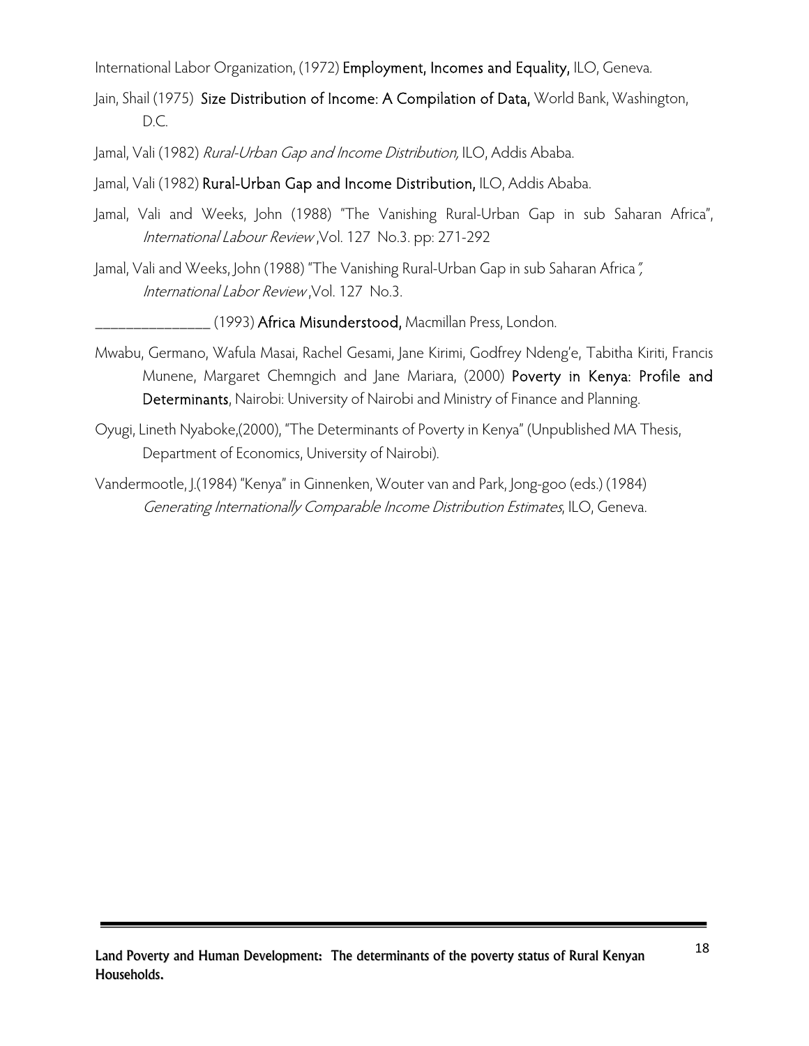International Labor Organization, (1972) **Employment, Incomes and Equality,** ILO, Geneva.

Jain, Shail (1975) **Size Distribution of Income: A Compilation of Data,** World Bank, Washington, D.C.

Jamal, Vali (1982) *Rural-Urban Gap and Income Distribution,* ILO, Addis Ababa.

Jamal, Vali (1982) **Rural-Urban Gap and Income Distribution,** ILO, Addis Ababa.

Jamal, Vali and Weeks, John (1988) "The Vanishing Rural-Urban Gap in sub Saharan Africa", *International Labour Review* ,Vol. 127 No.3. pp: 271-292

Jamal, Vali and Weeks, John (1988) "The Vanishing Rural-Urban Gap in sub Saharan Africa", *International Labor Review* ,Vol. 127 No.3.

_______________ (1993) **Africa Misunderstood,** Macmillan Press, London.

Mwabu, Germano, Wafula Masai, Rachel Gesami, Jane Kirimi, Godfrey Ndeng'e, Tabitha Kiriti, Francis Munene, Margaret Chemngich and Jane Mariara, (2000) **Poverty in Kenya: Profile and Determinants**, Nairobi: University of Nairobi and Ministry of Finance and Planning.

Oyugi, Lineth Nyaboke,(2000), "The Determinants of Poverty in Kenya" (Unpublished MA Thesis, Department of Economics, University of Nairobi).

Vandermootle, J.(1984) "Kenya" in Ginnenken, Wouter van and Park, Jong-goo (eds.) (1984) *Generating Internationally Comparable Income Distribution Estimates*, ILO, Geneva.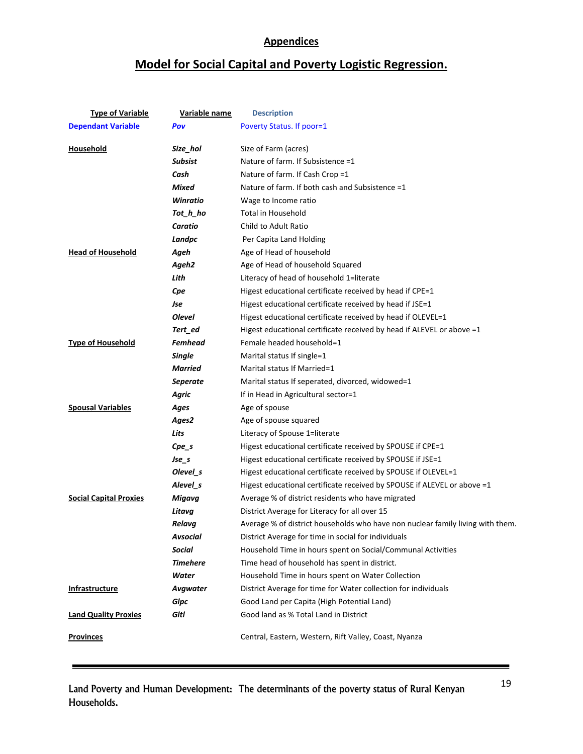## Appendices

## Model for Social Capital and Poverty Logistic Regression.

| Type of Variable | Variable name | Description |
|---|---|---|
| **Dependant Variable** | ***Pov*** | Poverty Status. If poor=1 |
| **Household** | ***Size_hol*** | Size of Farm (acres) |
| | ***Subsist*** | Nature of farm. If Subsistence =1 |
| | ***Cash*** | Nature of farm. If Cash Crop =1 |
| | ***Mixed*** | Nature of farm. If both cash and Subsistence =1 |
| | ***Winratio*** | Wage to Income ratio |
| | ***Tot_h_ho*** | Total in Household |
| | ***Caratio*** | Child to Adult Ratio |
| | ***Landpc*** | Per Capita Land Holding |
| **Head of Household** | ***Ageh*** | Age of Head of household |
| | ***Ageh2*** | Age of Head of household Squared |
| | ***Lith*** | Literacy of head of household 1=literate |
| | ***Cpe*** | Higest educational certificate received by head if CPE=1 |
| | ***Jse*** | Higest educational certificate received by head if JSE=1 |
| | ***Olevel*** | Higest educational certificate received by head if OLEVEL=1 |
| | ***Tert_ed*** | Higest educational certificate received by head if ALEVEL or above =1 |
| **Type of Household** | ***Femhead*** | Female headed household=1 |
| | ***Single*** | Marital status If single=1 |
| | ***Married*** | Marital status If Married=1 |
| | ***Seperate*** | Marital status If seperated, divorced, widowed=1 |
| | ***Agric*** | If in Head in Agricultural sector=1 |
| **Spousal Variables** | ***Ages*** | Age of spouse |
| | ***Ages2*** | Age of spouse squared |
| | ***Lits*** | Literacy of Spouse 1=literate |
| | ***Cpe_s*** | Higest educational certificate received by SPOUSE if CPE=1 |
| | ***Jse_s*** | Higest educational certificate received by SPOUSE if JSE=1 |
| | ***Olevel_s*** | Higest educational certificate received by SPOUSE if OLEVEL=1 |
| | ***Alevel_s*** | Higest educational certificate received by SPOUSE if ALEVEL or above =1 |
| **Social Capital Proxies** | ***Migavg*** | Average % of district residents who have migrated |
| | ***Litavg*** | District Average for Literacy for all over 15 |
| | ***Relavg*** | Average % of district households who have non nuclear family living with them. |
| | ***Avsocial*** | District Average for time in social for individuals |
| | ***Social*** | Household Time in hours spent on Social/Communal Activities |
| | ***Timehere*** | Time head of household has spent in district. |
| | ***Water*** | Household Time in hours spent on Water Collection |
| **Infrastructure** | ***Avgwater*** | District Average for time for Water collection for individuals |
| | ***Glpc*** | Good Land per Capita (High Potential Land) |
| **Land Quality Proxies** | ***Gltl*** | Good land as % Total Land in District |
| **Provinces** | | Central, Eastern, Western, Rift Valley, Coast, Nyanza |